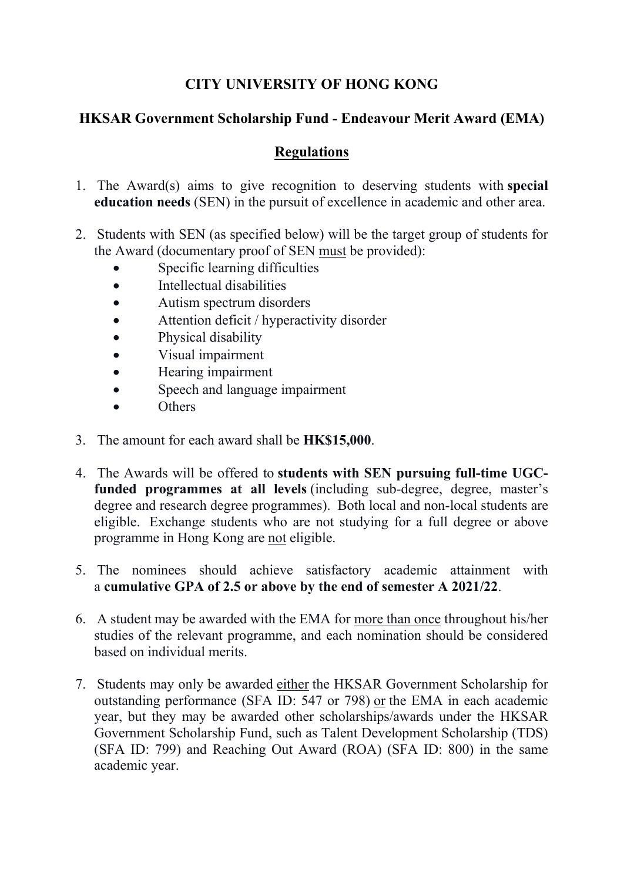# CITY UNIVERSITY OF HONG KONG

## HKSAR Government Scholarship Fund - Endeavour Merit Award (EMA)

### Regulations

1. The Award(s) aims to give recognition to deserving students with **special education needs** (SEN) in the pursuit of excellence in academic and other area.

2. Students with SEN (as specified below) will be the target group of students for the Award (documentary proof of SEN must be provided):
   - Specific learning difficulties
   - Intellectual disabilities
   - Autism spectrum disorders
   - Attention deficit / hyperactivity disorder
   - Physical disability
   - Visual impairment
   - Hearing impairment
   - Speech and language impairment
   - Others

3. The amount for each award shall be **HK$15,000**.

4. The Awards will be offered to **students with SEN pursuing full-time UGC-funded programmes at all levels** (including sub-degree, degree, master's degree and research degree programmes). Both local and non-local students are eligible. Exchange students who are not studying for a full degree or above programme in Hong Kong are not eligible.

5. The nominees should achieve satisfactory academic attainment with a **cumulative GPA of 2.5 or above by the end of semester A 2021/22**.

6. A student may be awarded with the EMA for more than once throughout his/her studies of the relevant programme, and each nomination should be considered based on individual merits.

7. Students may only be awarded either the HKSAR Government Scholarship for outstanding performance (SFA ID: 547 or 798) or the EMA in each academic year, but they may be awarded other scholarships/awards under the HKSAR Government Scholarship Fund, such as Talent Development Scholarship (TDS) (SFA ID: 799) and Reaching Out Award (ROA) (SFA ID: 800) in the same academic year.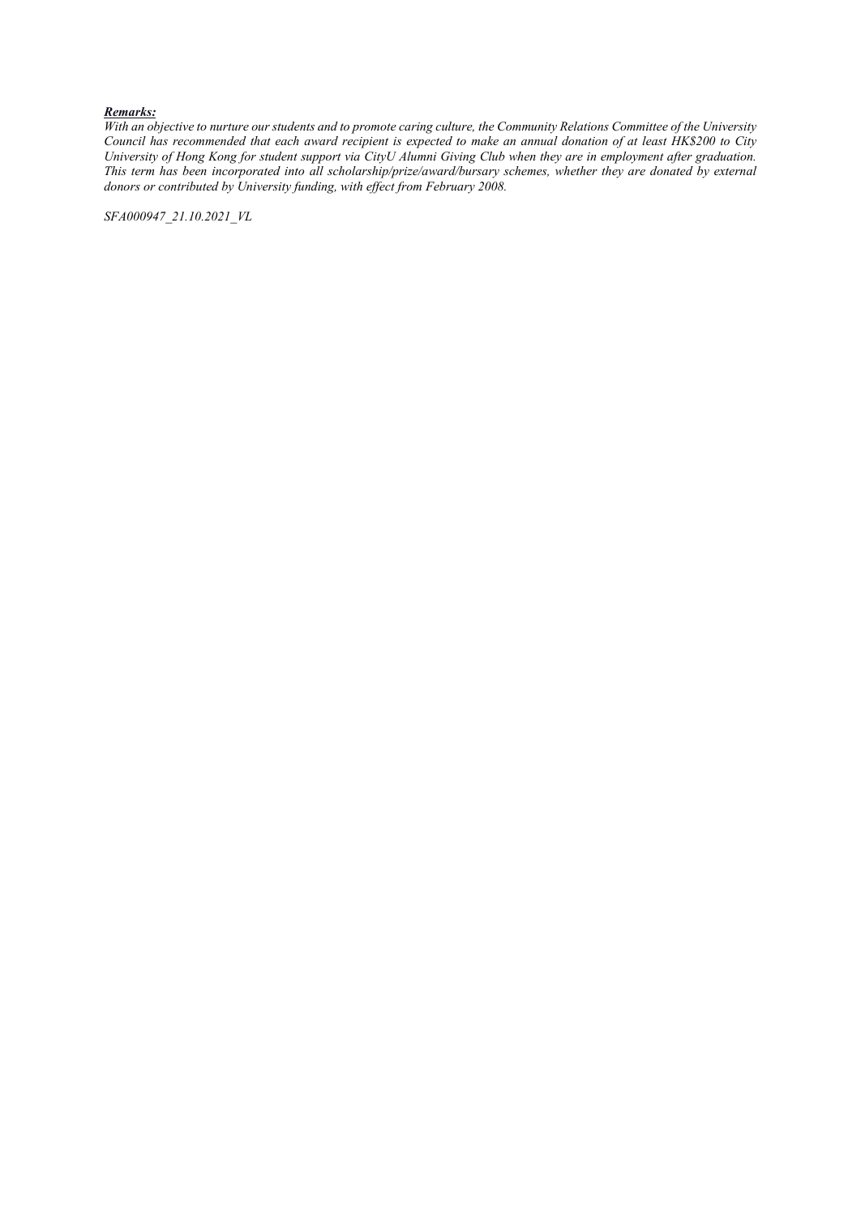***Remarks:***

*With an objective to nurture our students and to promote caring culture, the Community Relations Committee of the University Council has recommended that each award recipient is expected to make an annual donation of at least HK$200 to City University of Hong Kong for student support via CityU Alumni Giving Club when they are in employment after graduation. This term has been incorporated into all scholarship/prize/award/bursary schemes, whether they are donated by external donors or contributed by University funding, with effect from February 2008.*

*SFA000947_21.10.2021_VL*